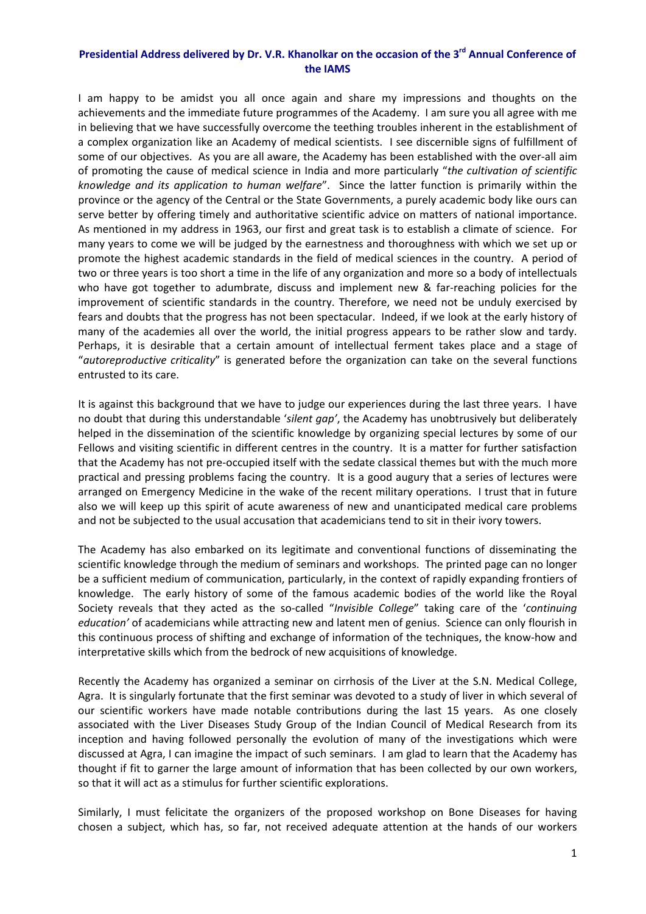**Presidential Address delivered by Dr. V.R. Khanolkar on the occasion of the 3rd Annual Conference of the IAMS**

I am happy to be amidst you all once again and share my impressions and thoughts on the achievements and the immediate future programmes of the Academy. I am sure you all agree with me in believing that we have successfully overcome the teething troubles inherent in the establishment of a complex organization like an Academy of medical scientists. I see discernible signs of fulfillment of some of our objectives. As you are all aware, the Academy has been established with the over-all aim of promoting the cause of medical science in India and more particularly "*the cultivation of scientific knowledge and its application to human welfare*". Since the latter function is primarily within the province or the agency of the Central or the State Governments, a purely academic body like ours can serve better by offering timely and authoritative scientific advice on matters of national importance. As mentioned in my address in 1963, our first and great task is to establish a climate of science. For many years to come we will be judged by the earnestness and thoroughness with which we set up or promote the highest academic standards in the field of medical sciences in the country. A period of two or three years is too short a time in the life of any organization and more so a body of intellectuals who have got together to adumbrate, discuss and implement new & far-reaching policies for the improvement of scientific standards in the country. Therefore, we need not be unduly exercised by fears and doubts that the progress has not been spectacular. Indeed, if we look at the early history of many of the academies all over the world, the initial progress appears to be rather slow and tardy. Perhaps, it is desirable that a certain amount of intellectual ferment takes place and a stage of "*autoreproductive criticality*" is generated before the organization can take on the several functions entrusted to its care.

It is against this background that we have to judge our experiences during the last three years. I have no doubt that during this understandable '*silent gap'*, the Academy has unobtrusively but deliberately helped in the dissemination of the scientific knowledge by organizing special lectures by some of our Fellows and visiting scientific in different centres in the country. It is a matter for further satisfaction that the Academy has not pre-occupied itself with the sedate classical themes but with the much more practical and pressing problems facing the country. It is a good augury that a series of lectures were arranged on Emergency Medicine in the wake of the recent military operations. I trust that in future also we will keep up this spirit of acute awareness of new and unanticipated medical care problems and not be subjected to the usual accusation that academicians tend to sit in their ivory towers.

The Academy has also embarked on its legitimate and conventional functions of disseminating the scientific knowledge through the medium of seminars and workshops. The printed page can no longer be a sufficient medium of communication, particularly, in the context of rapidly expanding frontiers of knowledge. The early history of some of the famous academic bodies of the world like the Royal Society reveals that they acted as the so-called "*Invisible College*" taking care of the '*continuing education'* of academicians while attracting new and latent men of genius. Science can only flourish in this continuous process of shifting and exchange of information of the techniques, the know-how and interpretative skills which from the bedrock of new acquisitions of knowledge.

Recently the Academy has organized a seminar on cirrhosis of the Liver at the S.N. Medical College, Agra. It is singularly fortunate that the first seminar was devoted to a study of liver in which several of our scientific workers have made notable contributions during the last 15 years. As one closely associated with the Liver Diseases Study Group of the Indian Council of Medical Research from its inception and having followed personally the evolution of many of the investigations which were discussed at Agra, I can imagine the impact of such seminars. I am glad to learn that the Academy has thought if fit to garner the large amount of information that has been collected by our own workers, so that it will act as a stimulus for further scientific explorations.

Similarly, I must felicitate the organizers of the proposed workshop on Bone Diseases for having chosen a subject, which has, so far, not received adequate attention at the hands of our workers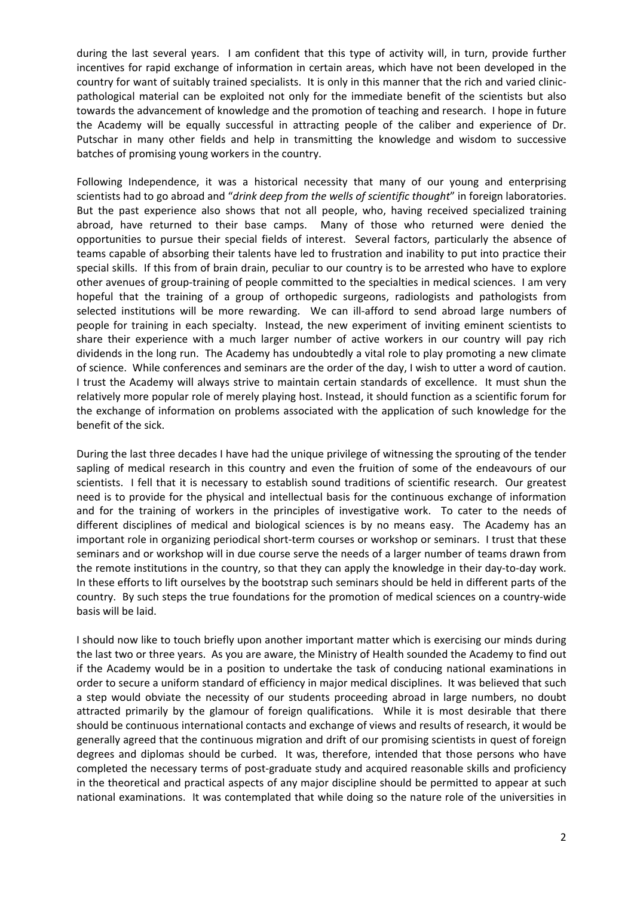during the last several years. I am confident that this type of activity will, in turn, provide further incentives for rapid exchange of information in certain areas, which have not been developed in the country for want of suitably trained specialists. It is only in this manner that the rich and varied clinic-pathological material can be exploited not only for the immediate benefit of the scientists but also towards the advancement of knowledge and the promotion of teaching and research. I hope in future the Academy will be equally successful in attracting people of the caliber and experience of Dr. Putschar in many other fields and help in transmitting the knowledge and wisdom to successive batches of promising young workers in the country.

Following Independence, it was a historical necessity that many of our young and enterprising scientists had to go abroad and "*drink deep from the wells of scientific thought*" in foreign laboratories. But the past experience also shows that not all people, who, having received specialized training abroad, have returned to their base camps. Many of those who returned were denied the opportunities to pursue their special fields of interest. Several factors, particularly the absence of teams capable of absorbing their talents have led to frustration and inability to put into practice their special skills. If this from of brain drain, peculiar to our country is to be arrested who have to explore other avenues of group-training of people committed to the specialties in medical sciences. I am very hopeful that the training of a group of orthopedic surgeons, radiologists and pathologists from selected institutions will be more rewarding. We can ill-afford to send abroad large numbers of people for training in each specialty. Instead, the new experiment of inviting eminent scientists to share their experience with a much larger number of active workers in our country will pay rich dividends in the long run. The Academy has undoubtedly a vital role to play promoting a new climate of science. While conferences and seminars are the order of the day, I wish to utter a word of caution. I trust the Academy will always strive to maintain certain standards of excellence. It must shun the relatively more popular role of merely playing host. Instead, it should function as a scientific forum for the exchange of information on problems associated with the application of such knowledge for the benefit of the sick.

During the last three decades I have had the unique privilege of witnessing the sprouting of the tender sapling of medical research in this country and even the fruition of some of the endeavours of our scientists. I fell that it is necessary to establish sound traditions of scientific research. Our greatest need is to provide for the physical and intellectual basis for the continuous exchange of information and for the training of workers in the principles of investigative work. To cater to the needs of different disciplines of medical and biological sciences is by no means easy. The Academy has an important role in organizing periodical short-term courses or workshop or seminars. I trust that these seminars and or workshop will in due course serve the needs of a larger number of teams drawn from the remote institutions in the country, so that they can apply the knowledge in their day-to-day work. In these efforts to lift ourselves by the bootstrap such seminars should be held in different parts of the country. By such steps the true foundations for the promotion of medical sciences on a country-wide basis will be laid.

I should now like to touch briefly upon another important matter which is exercising our minds during the last two or three years. As you are aware, the Ministry of Health sounded the Academy to find out if the Academy would be in a position to undertake the task of conducing national examinations in order to secure a uniform standard of efficiency in major medical disciplines. It was believed that such a step would obviate the necessity of our students proceeding abroad in large numbers, no doubt attracted primarily by the glamour of foreign qualifications. While it is most desirable that there should be continuous international contacts and exchange of views and results of research, it would be generally agreed that the continuous migration and drift of our promising scientists in quest of foreign degrees and diplomas should be curbed. It was, therefore, intended that those persons who have completed the necessary terms of post-graduate study and acquired reasonable skills and proficiency in the theoretical and practical aspects of any major discipline should be permitted to appear at such national examinations. It was contemplated that while doing so the nature role of the universities in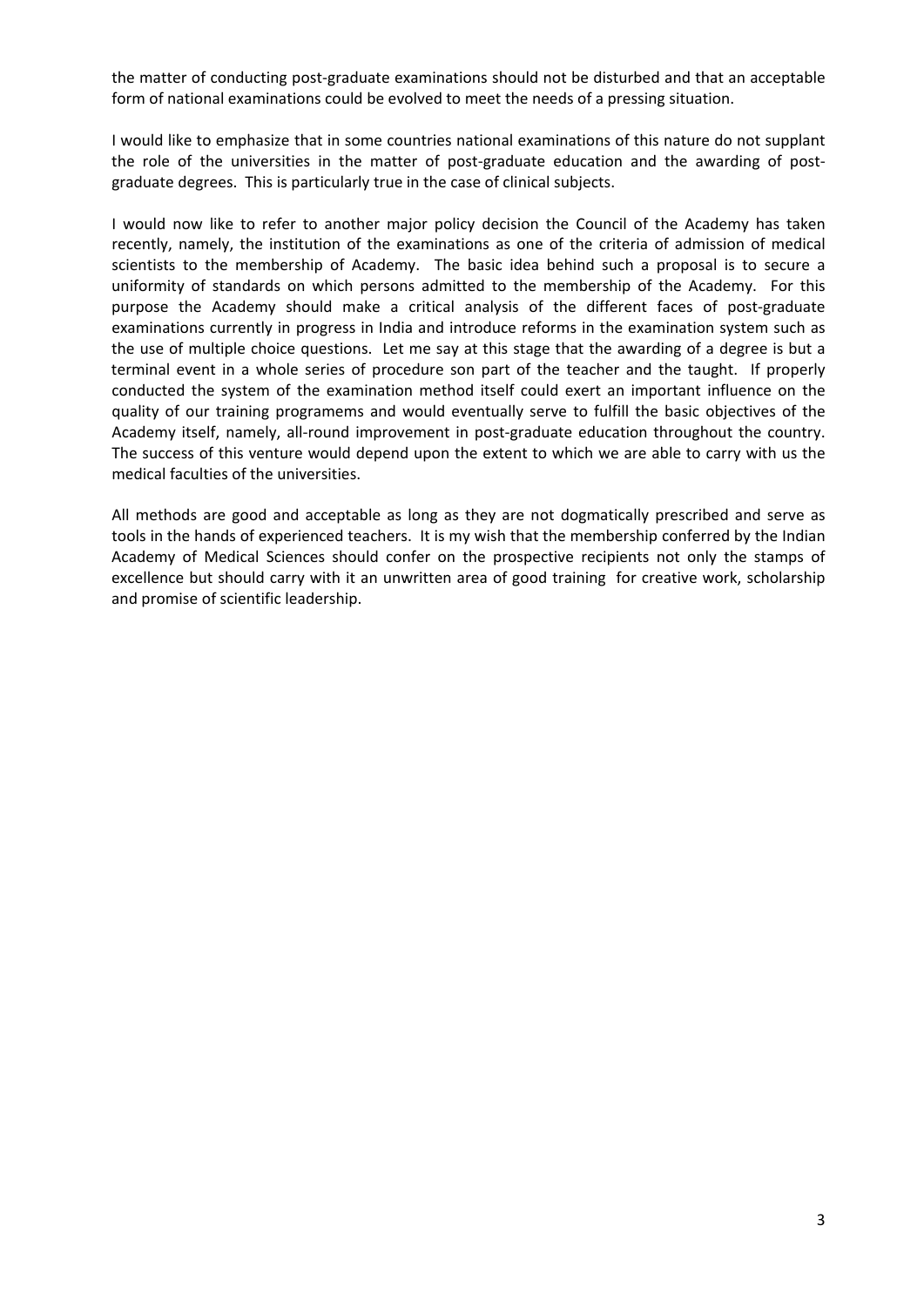the matter of conducting post-graduate examinations should not be disturbed and that an acceptable form of national examinations could be evolved to meet the needs of a pressing situation.

I would like to emphasize that in some countries national examinations of this nature do not supplant the role of the universities in the matter of post-graduate education and the awarding of post-graduate degrees. This is particularly true in the case of clinical subjects.

I would now like to refer to another major policy decision the Council of the Academy has taken recently, namely, the institution of the examinations as one of the criteria of admission of medical scientists to the membership of Academy. The basic idea behind such a proposal is to secure a uniformity of standards on which persons admitted to the membership of the Academy. For this purpose the Academy should make a critical analysis of the different faces of post-graduate examinations currently in progress in India and introduce reforms in the examination system such as the use of multiple choice questions. Let me say at this stage that the awarding of a degree is but a terminal event in a whole series of procedure son part of the teacher and the taught. If properly conducted the system of the examination method itself could exert an important influence on the quality of our training programems and would eventually serve to fulfill the basic objectives of the Academy itself, namely, all-round improvement in post-graduate education throughout the country. The success of this venture would depend upon the extent to which we are able to carry with us the medical faculties of the universities.

All methods are good and acceptable as long as they are not dogmatically prescribed and serve as tools in the hands of experienced teachers. It is my wish that the membership conferred by the Indian Academy of Medical Sciences should confer on the prospective recipients not only the stamps of excellence but should carry with it an unwritten area of good training for creative work, scholarship and promise of scientific leadership.